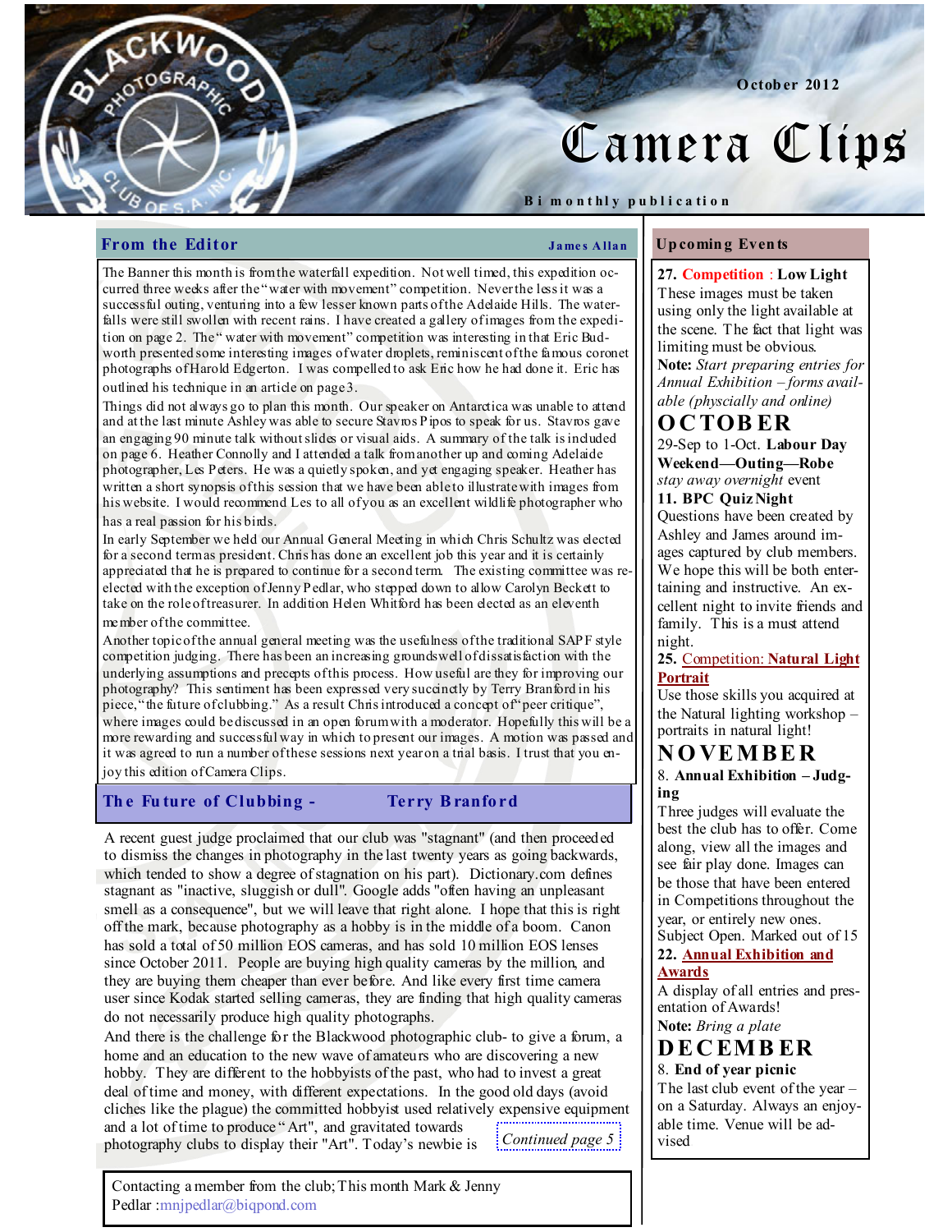# Camera Clips

October 2012

Bi monthly publication

## From the Editor

James Allan

The Banner this month is from the waterfall expedition. Not well timed, this expedition occurred three weeks after the "water with movement" competition. Never the less it was a successful outing, venturing into a few lesser known parts of the Adelaide Hills. The waterfalls were still swollen with recent rains. I have created a gallery of images from the expedition on page 2. The "water with movement" competition was interesting in that Eric Budworth presented some interesting images of water droplets, reminiscent of the famous coronet photographs of Harold Edgerton. I was compelled to ask Eric how he had done it. Eric has outlined his technique in an article on page 3.

Things did not always go to plan this month. Our speaker on Antarctica was unable to attend and at the last minute Ashley was able to secure Stavros Pipos to speak for us. Stavros gave an engaging 90 minute talk without slides or visual aids. A summary of the talk is included on page 6. Heather Connolly and I attended a talk from another up and coming Adelaide photographer, Les Peters. He was a quietly spoken, and yet engaging speaker. Heather has written a short synopsis of this session that we have been able to illustrate with images from his website. I would recommend Les to all of you as an excellent wildlife photographer who has a real passion for his birds.

In early September we held our Annual General Meeting in which Chris Schultz was elected for a second term as president. Chris has done an excellent job this year and it is certainly appreciated that he is prepared to continue for a second term. The existing committee was re-elected with the exception of Jenny Pedlar, who stepped down to allow Carolyn Beckett to take on the role of treasurer. In addition Helen Whitford has been elected as an eleventh member of the committee.

Another topic of the annual general meeting was the usefulness of the traditional SAPF style competition judging. There has been an increasing groundswell of dissatisfaction with the underlying assumptions and precepts of this process. How useful are they for improving our photography? This sentiment has been expressed very succinctly by Terry Branford in his piece, "the future of clubbing." As a result Chris introduced a concept of "peer critique", where images could be discussed in an open forum with a moderator. Hopefully this will be a more rewarding and successful way in which to present our images. A motion was passed and it was agreed to run a number of these sessions next year on a trial basis. I trust that you enjoy this edition of Camera Clips.

## The Future of Clubbing - Terry Branford

A recent guest judge proclaimed that our club was "stagnant" (and then proceeded to dismiss the changes in photography in the last twenty years as going backwards, which tended to show a degree of stagnation on his part). Dictionary.com defines stagnant as "inactive, sluggish or dull". Google adds "often having an unpleasant smell as a consequence", but we will leave that right alone. I hope that this is right off the mark, because photography as a hobby is in the middle of a boom. Canon has sold a total of 50 million EOS cameras, and has sold 10 million EOS lenses since October 2011. People are buying high quality cameras by the million, and they are buying them cheaper than ever before. And like every first time camera user since Kodak started selling cameras, they are finding that high quality cameras do not necessarily produce high quality photographs.

And there is the challenge for the Blackwood photographic club- to give a forum, a home and an education to the new wave of amateurs who are discovering a new hobby. They are different to the hobbyists of the past, who had to invest a great deal of time and money, with different expectations. In the good old days (avoid cliches like the plague) the committed hobbyist used relatively expensive equipment and a lot of time to produce "Art", and gravitated towards photography clubs to display their "Art". Today's newbie is

*Continued page 5*

Contacting a member from the club; This month Mark & Jenny Pedlar :mnjpedlar@biqpond.com

## Upcoming Events

**27. Competition : Low Light**
These images must be taken using only the light available at the scene. The fact that light was limiting must be obvious.
**Note:** *Start preparing entries for Annual Exhibition – forms available (physcially and online)*

### OCTOBER

29-Sep to 1-Oct. **Labour Day Weekend—Outing—Robe**
*stay away overnight* event

**11. BPC Quiz Night**
Questions have been created by Ashley and James around images captured by club members. We hope this will be both entertaining and instructive. An excellent night to invite friends and family. This is a must attend night.

**25. Competition: Natural Light Portrait**
Use those skills you acquired at the Natural lighting workshop – portraits in natural light!

### NOVEMBER

8. **Annual Exhibition – Judging**
Three judges will evaluate the best the club has to offer. Come along, view all the images and see fair play done. Images can be those that have been entered in Competitions throughout the year, or entirely new ones. Subject Open. Marked out of 15

**22. Annual Exhibition and Awards**
A display of all entries and presentation of Awards!
**Note:** *Bring a plate*

### DECEMBER

8. **End of year picnic**
The last club event of the year – on a Saturday. Always an enjoyable time. Venue will be advised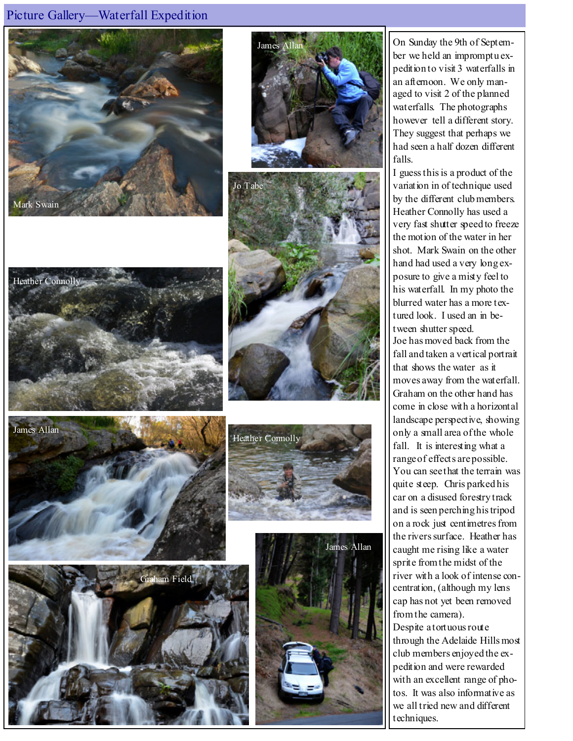## Picture Gallery—Waterfall Expedition

Mark Swain

James Allan

Jo Tabe

Heather Connolly

James Allan

Heather Connolly

Graham Field

James Allan

On Sunday the 9th of September we held an impromptu expedition to visit 3 waterfalls in an afternoon. We only managed to visit 2 of the planned waterfalls. The photographs however tell a different story. They suggest that perhaps we had seen a half dozen different falls.

I guess this is a product of the variation in of technique used by the different club members. Heather Connolly has used a very fast shutter speed to freeze the motion of the water in her shot. Mark Swain on the other hand had used a very long exposure to give a misty feel to his waterfall. In my photo the blurred water has a more textured look. I used an in between shutter speed.

Joe has moved back from the fall and taken a vertical portrait that shows the water as it moves away from the waterfall. Graham on the other hand has come in close with a horizontal landscape perspective, showing only a small area of the whole fall. It is interesting what a range of effects are possible. You can see that the terrain was quite steep. Chris parked his car on a disused forestry track and is seen perching his tripod on a rock just centimetres from the rivers surface. Heather has caught me rising like a water sprite from the midst of the river with a look of intense concentration, (although my lens cap has not yet been removed from the camera).

Despite a tortuous route through the Adelaide Hills most club members enjoyed the expedition and were rewarded with an excellent range of photos. It was also informative as we all tried new and different techniques.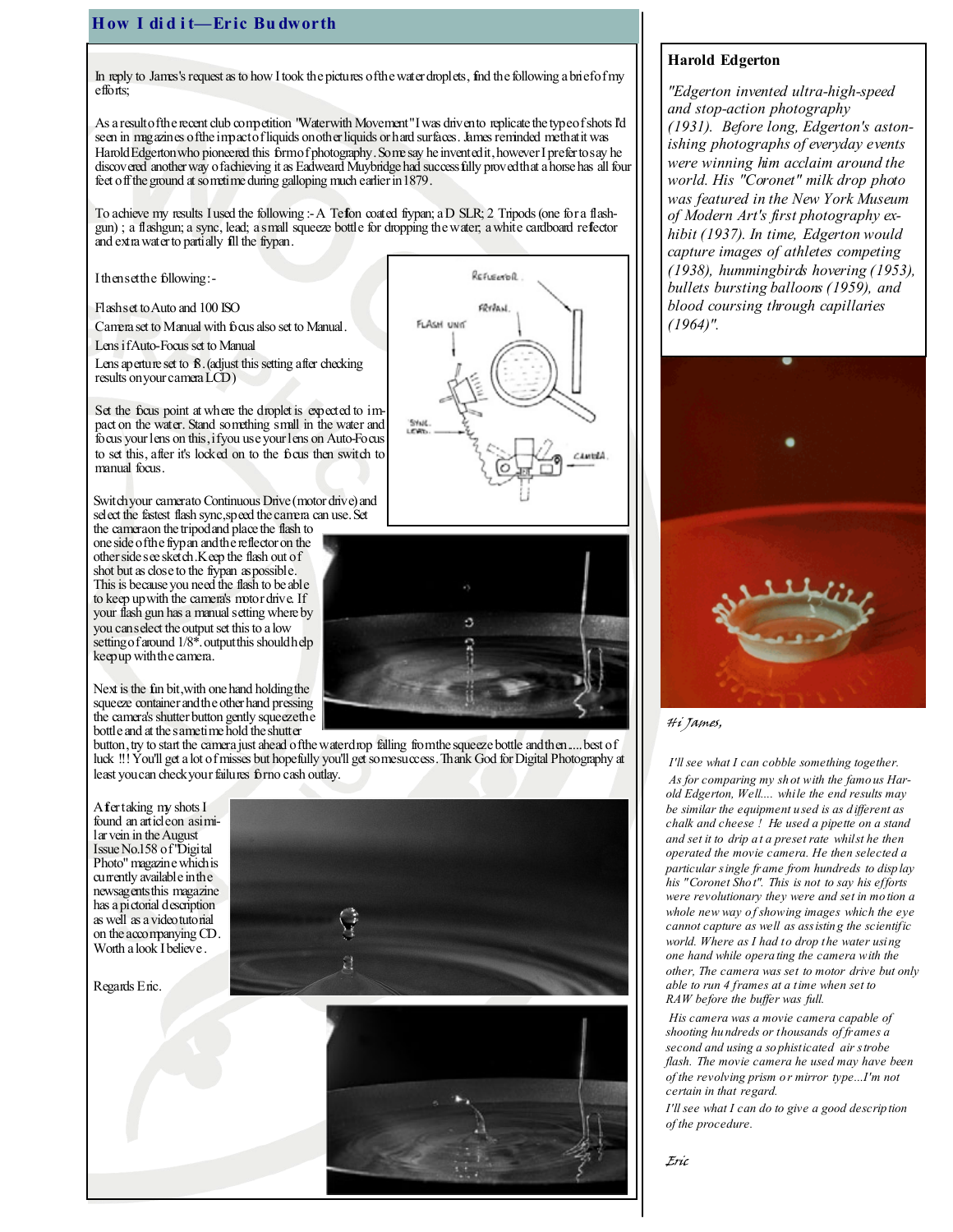## How I did it—Eric Budworth

In reply to James's request as to how I took the pictures of the water droplets, find the following a brief of my efforts;

As a result of the recent club competition "Water with Movement" I was driven to replicate the type of shots I'd seen in magazines of the impact of liquids on other liquids or hard surfaces. James reminded me that it was Harold Edgerton who pioneered this form of photography. Some say he invented it, however I prefer to say he discovered another way of achieving it as Eadweard Muybridge had successfully proved that a horse has all four feet off the ground at sometime during galloping much earlier in 1879.

To achieve my results I used the following :- A Teflon coated frypan; a D SLR; 2 Tripods (one for a flash-gun) ; a flashgun; a sync, lead; a small squeeze bottle for dropping the water; a white cardboard reflector and extra water to partially fill the frypan.

I then set the following:-

Flash set to Auto and 100 ISO

Camera set to Manual with focus also set to Manual.

Lens if Auto-Focus set to Manual

Lens aperture set to f8. (adjust this setting after checking results on your camera LCD)

Set the focus point at where the droplet is expected to impact on the water. Stand something small in the water and focus your lens on this, if you use your lens on Auto-Focus to set this, after it's locked on to the focus then switch to manual focus.

Switch your camera to Continuous Drive (motor drive) and select the fastest flash sync, speed the camera can use. Set the camera on the tripod and place the flash to one side of the frypan and the reflector on the other side see sketch. Keep the flash out of shot but as close to the frypan as possible. This is because you need the flash to be able to keep up with the camera's motor drive. If your flash gun has a manual setting where by you can select the output set this to a low setting of around 1/8\*. output this should help keep up with the camera.

Next is the fun bit, with one hand holding the squeeze container and the other hand pressing the camera's shutter button gently squeeze the bottle and at the same time hold the shutter button, try to start the camera just ahead of the water drop falling from the squeeze bottle and then.....best of luck !!! You'll get a lot of misses but hopefully you'll get some success. Thank God for Digital Photography at least you can check your failures for no cash outlay.

After taking my shots I found an article on a similar vein in the August Issue No.158 of "Digital Photo" magazine which is currently available in the newsagents this magazine has a pictorial description as well as a video tutorial on the accompanying CD. Worth a look I believe.

Regards Eric.

### Harold Edgerton

*"Edgerton invented ultra-high-speed and stop-action photography (1931). Before long, Edgerton's astonishing photographs of everyday events were winning him acclaim around the world. His "Coronet" milk drop photo was featured in the New York Museum of Modern Art's first photography exhibit (1937). In time, Edgerton would capture images of athletes competing (1938), hummingbirds hovering (1953), bullets bursting balloons (1959), and blood coursing through capillaries (1964)".*

*Hi James,*

*I'll see what I can cobble something together.*

*As for comparing my shot with the famous Harold Edgerton, Well.... while the end results may be similar the equipment used is as different as chalk and cheese ! He used a pipette on a stand and set it to drip at a preset rate whilst he then operated the movie camera. He then selected a particular single frame from hundreds to display his "Coronet Shot". This is not to say his efforts were revolutionary they were and set in motion a whole new way of showing images which the eye cannot capture as well as assisting the scientific world. Where as I had to drop the water using one hand while operating the camera with the other, The camera was set to motor drive but only able to run 4 frames at a time when set to RAW before the buffer was full.*

*His camera was a movie camera capable of shooting hundreds or thousands of frames a second and using a sophisticated air strobe flash. The movie camera he used may have been of the revolving prism or mirror type...I'm not certain in that regard.*

*I'll see what I can do to give a good description of the procedure.*

*Eric*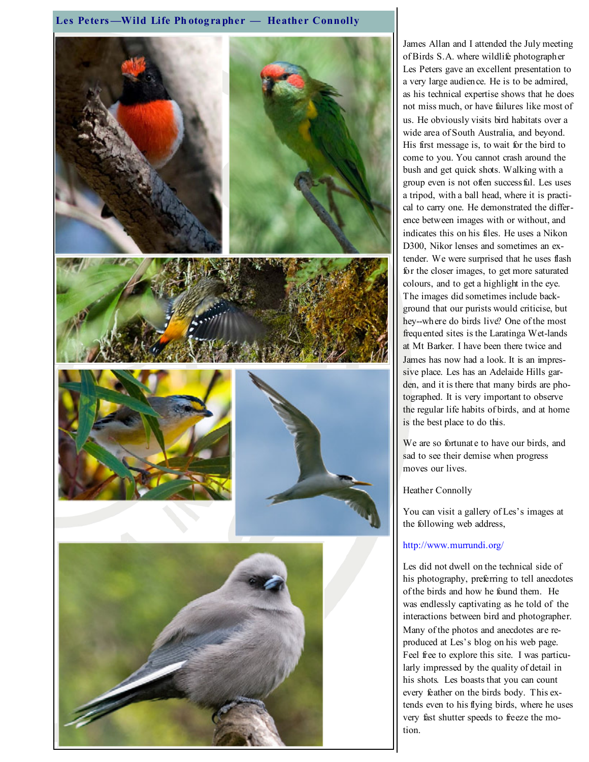## Les Peters—Wild Life Photographer — Heather Connolly

James Allan and I attended the July meeting of Birds S.A. where wildlife photographer Les Peters gave an excellent presentation to a very large audience. He is to be admired, as his technical expertise shows that he does not miss much, or have failures like most of us. He obviously visits bird habitats over a wide area of South Australia, and beyond. His first message is, to wait for the bird to come to you. You cannot crash around the bush and get quick shots. Walking with a group even is not often successful. Les uses a tripod, with a ball head, where it is practical to carry one. He demonstrated the difference between images with or without, and indicates this on his files. He uses a Nikon D300, Nikor lenses and sometimes an extender. We were surprised that he uses flash for the closer images, to get more saturated colours, and to get a highlight in the eye. The images did sometimes include background that our purists would criticise, but hey--where do birds live? One of the most frequented sites is the Laratinga Wet-lands at Mt Barker. I have been there twice and James has now had a look. It is an impressive place. Les has an Adelaide Hills garden, and it is there that many birds are photographed. It is very important to observe the regular life habits of birds, and at home is the best place to do this.

We are so fortunate to have our birds, and sad to see their demise when progress moves our lives.

Heather Connolly

You can visit a gallery of Les's images at the following web address,

http://www.murrundi.org/

Les did not dwell on the technical side of his photography, preferring to tell anecdotes of the birds and how he found them. He was endlessly captivating as he told of the interactions between bird and photographer. Many of the photos and anecdotes are reproduced at Les's blog on his web page. Feel free to explore this site. I was particularly impressed by the quality of detail in his shots. Les boasts that you can count every feather on the birds body. This extends even to his flying birds, where he uses very fast shutter speeds to freeze the motion.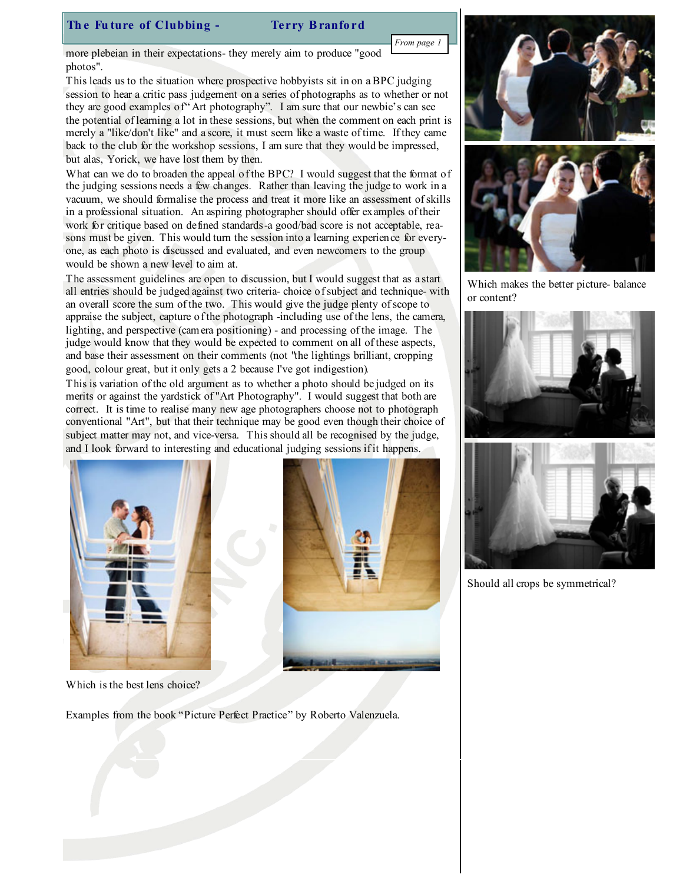## The Future of Clubbing - Terry Branford

*From page 1*

more plebeian in their expectations- they merely aim to produce "good photos".

This leads us to the situation where prospective hobbyists sit in on a BPC judging session to hear a critic pass judgement on a series of photographs as to whether or not they are good examples of "Art photography". I am sure that our newbie's can see the potential of learning a lot in these sessions, but when the comment on each print is merely a "like/don't like" and a score, it must seem like a waste of time. If they came back to the club for the workshop sessions, I am sure that they would be impressed, but alas, Yorick, we have lost them by then.

What can we do to broaden the appeal of the BPC? I would suggest that the format of the judging sessions needs a few changes. Rather than leaving the judge to work in a vacuum, we should formalise the process and treat it more like an assessment of skills in a professional situation. An aspiring photographer should offer examples of their work for critique based on defined standards-a good/bad score is not acceptable, reasons must be given. This would turn the session into a learning experience for everyone, as each photo is discussed and evaluated, and even newcomers to the group would be shown a new level to aim at.

The assessment guidelines are open to discussion, but I would suggest that as a start all entries should be judged against two criteria- choice of subject and technique- with an overall score the sum of the two. This would give the judge plenty of scope to appraise the subject, capture of the photograph -including use of the lens, the camera, lighting, and perspective (camera positioning) - and processing of the image. The judge would know that they would be expected to comment on all of these aspects, and base their assessment on their comments (not "the lightings brilliant, cropping good, colour great, but it only gets a 2 because I've got indigestion).

This is variation of the old argument as to whether a photo should be judged on its merits or against the yardstick of "Art Photography". I would suggest that both are correct. It is time to realise many new age photographers choose not to photograph conventional "Art", but that their technique may be good even though their choice of subject matter may not, and vice-versa. This should all be recognised by the judge, and I look forward to interesting and educational judging sessions if it happens.

Which is the best lens choice?

Examples from the book "Picture Perfect Practice" by Roberto Valenzuela.

Which makes the better picture- balance or content?

Should all crops be symmetrical?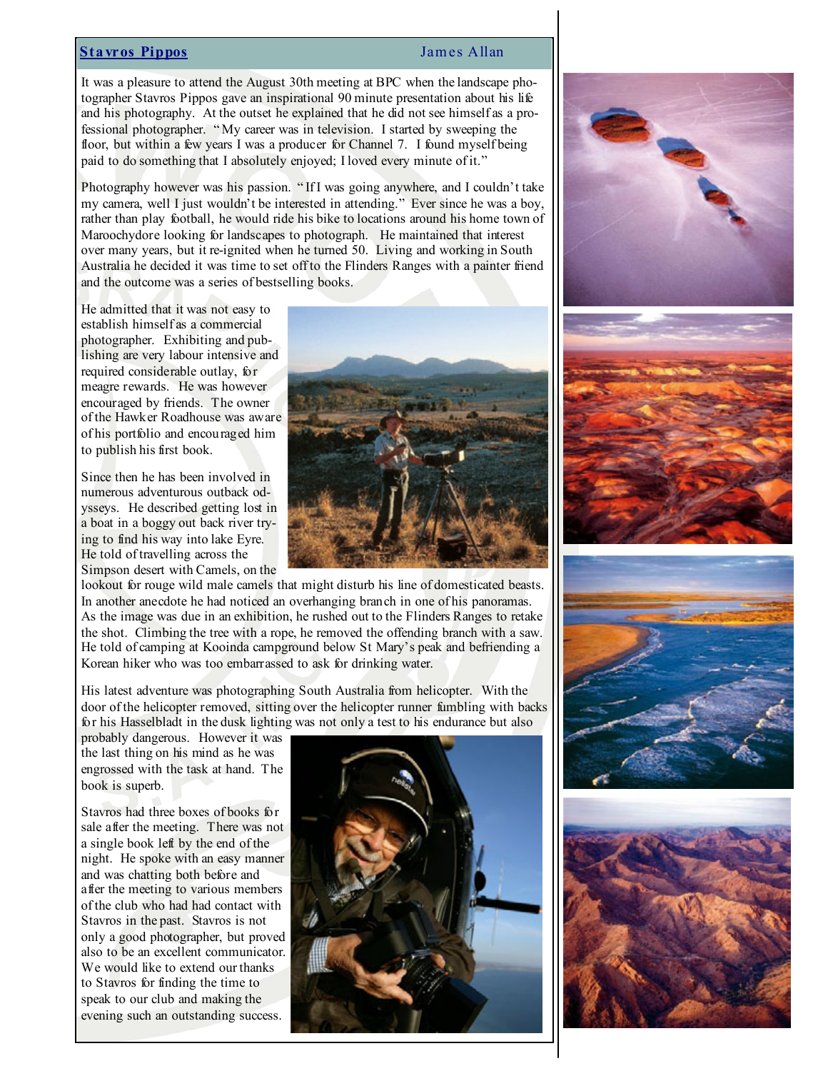## Stavros Pippos

James Allan

It was a pleasure to attend the August 30th meeting at BPC when the landscape photographer Stavros Pippos gave an inspirational 90 minute presentation about his life and his photography. At the outset he explained that he did not see himself as a professional photographer. "My career was in television. I started by sweeping the floor, but within a few years I was a producer for Channel 7. I found myself being paid to do something that I absolutely enjoyed; I loved every minute of it."

Photography however was his passion. "If I was going anywhere, and I couldn't take my camera, well I just wouldn't be interested in attending." Ever since he was a boy, rather than play football, he would ride his bike to locations around his home town of Maroochydore looking for landscapes to photograph. He maintained that interest over many years, but it re-ignited when he turned 50. Living and working in South Australia he decided it was time to set off to the Flinders Ranges with a painter friend and the outcome was a series of bestselling books.

He admitted that it was not easy to establish himself as a commercial photographer. Exhibiting and publishing are very labour intensive and required considerable outlay, for meagre rewards. He was however encouraged by friends. The owner of the Hawker Roadhouse was aware of his portfolio and encouraged him to publish his first book.

Since then he has been involved in numerous adventurous outback odysseys. He described getting lost in a boat in a boggy out back river trying to find his way into lake Eyre. He told of travelling across the Simpson desert with Camels, on the lookout for rouge wild male camels that might disturb his line of domesticated beasts. In another anecdote he had noticed an overhanging branch in one of his panoramas. As the image was due in an exhibition, he rushed out to the Flinders Ranges to retake the shot. Climbing the tree with a rope, he removed the offending branch with a saw. He told of camping at Kooinda campground below St Mary's peak and befriending a Korean hiker who was too embarrassed to ask for drinking water.

His latest adventure was photographing South Australia from helicopter. With the door of the helicopter removed, sitting over the helicopter runner fumbling with backs for his Hasselbladt in the dusk lighting was not only a test to his endurance but also probably dangerous. However it was the last thing on his mind as he was engrossed with the task at hand. The book is superb.

Stavros had three boxes of books for sale after the meeting. There was not a single book left by the end of the night. He spoke with an easy manner and was chatting both before and after the meeting to various members of the club who had had contact with Stavros in the past. Stavros is not only a good photographer, but proved also to be an excellent communicator. We would like to extend our thanks to Stavros for finding the time to speak to our club and making the evening such an outstanding success.